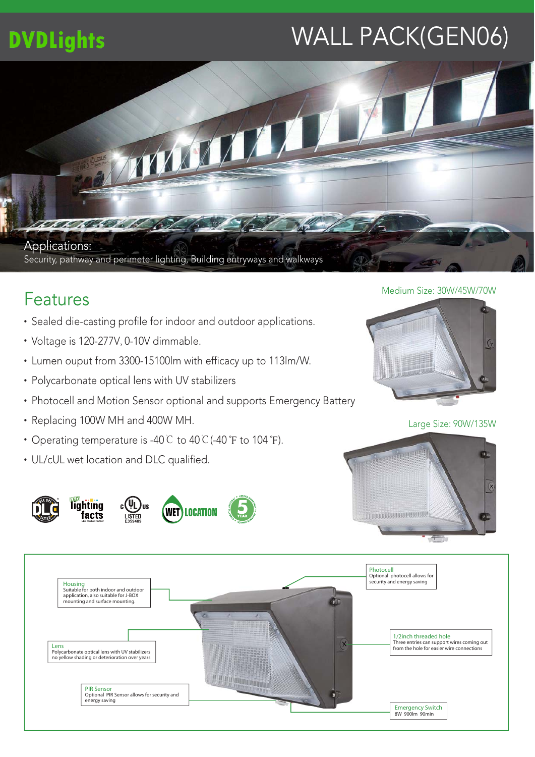# DVDLights

# WALL PACK(GEN06)

**Applications:**
Security, pathway and perimeter lighting, Building entryways and walkways

## Features

- Sealed die-casting profile for indoor and outdoor applications.
- Voltage is 120-277V, 0-10V dimmable.
- Lumen ouput from 3300-15100lm with efficacy up to 113lm/W.
- Polycarbonate optical lens with UV stabilizers
- Photocell and Motion Sensor optional and supports Emergency Battery
- Replacing 100W MH and 400W MH.
- Operating temperature is -40℃ to 40℃(-40℉ to 104℉).
- UL/cUL wet location and DLC qualified.

Medium Size: 30W/45W/70W

Large Size: 90W/135W

DLC LISTED | LED lighting facts | cULus LISTED E359489 | WET LOCATION | 5 YEAR LIMITED WARRANTY

**Housing**
Suitable for both indoor and outdoor application, also suitable for J-BOX mounting and surface mounting.

**Lens**
Polycarbonate optical lens with UV stabilizers no yellow shading or deterioration over years

**PIR Sensor**
Optional PIR Sensor allows for security and energy saving

**Photocell**
Optional photocell allows for security and energy saving

**1/2inch threaded hole**
Three entries can support wires coming out from the hole for easier wire connections

**Emergency Switch**
8W 900lm 90min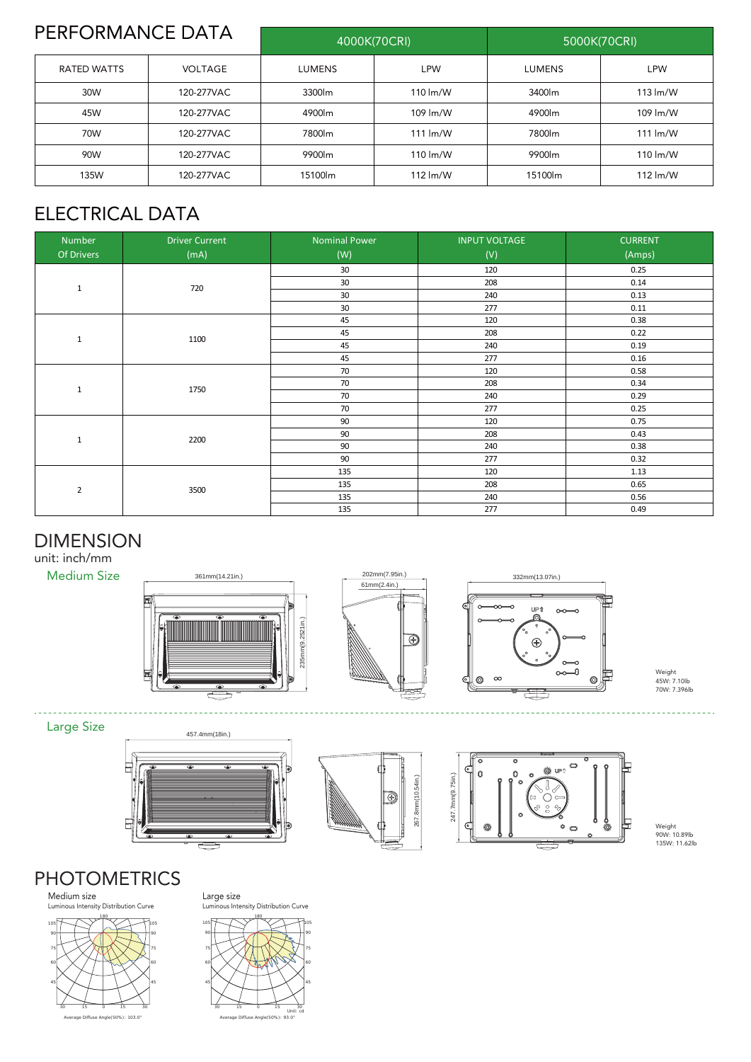## PERFORMANCE DATA

| | | 4000K(70CRI) | | 5000K(70CRI) | |
|---|---|---|---|---|---|
| RATED WATTS | VOLTAGE | LUMENS | LPW | LUMENS | LPW |
| 30W | 120-277VAC | 3300lm | 110 lm/W | 3400lm | 113 lm/W |
| 45W | 120-277VAC | 4900lm | 109 lm/W | 4900lm | 109 lm/W |
| 70W | 120-277VAC | 7800lm | 111 lm/W | 7800lm | 111 lm/W |
| 90W | 120-277VAC | 9900lm | 110 lm/W | 9900lm | 110 lm/W |
| 135W | 120-277VAC | 15100lm | 112 lm/W | 15100lm | 112 lm/W |

## ELECTRICAL DATA

| Number Of Drivers | Driver Current (mA) | Nominal Power (W) | INPUT VOLTAGE (V) | CURRENT (Amps) |
|---|---|---|---|---|
| 1 | 720 | 30 | 120 | 0.25 |
| | | 30 | 208 | 0.14 |
| | | 30 | 240 | 0.13 |
| | | 30 | 277 | 0.11 |
| 1 | 1100 | 45 | 120 | 0.38 |
| | | 45 | 208 | 0.22 |
| | | 45 | 240 | 0.19 |
| | | 45 | 277 | 0.16 |
| 1 | 1750 | 70 | 120 | 0.58 |
| | | 70 | 208 | 0.34 |
| | | 70 | 240 | 0.29 |
| | | 70 | 277 | 0.25 |
| 1 | 2200 | 90 | 120 | 0.75 |
| | | 90 | 208 | 0.43 |
| | | 90 | 240 | 0.38 |
| | | 90 | 277 | 0.32 |
| 2 | 3500 | 135 | 120 | 1.13 |
| | | 135 | 208 | 0.65 |
| | | 135 | 240 | 0.56 |
| | | 135 | 277 | 0.49 |

## DIMENSION

unit: inch/mm

### Medium Size

361mm(14.21in.)

235mm(9.2521in.)

202mm(7.95in.)

61mm(2.4in.)

332mm(13.07in.)

UP

Weight
45W: 7.10lb
70W: 7.396lb

### Large Size

457.4mm(18in.)

267.8mm(10.54in.)

247.7mm(9.75in.)

UP

Weight
90W: 10.89lb
135W: 11.62lb

## PHOTOMETRICS

Medium size
Luminous Intensity Distribution Curve

Average Diffuse Angle(50%): 103.0°

Large size
Luminous Intensity Distribution Curve

Unit: cd

Average Diffuse Angle(50%): 93.0°